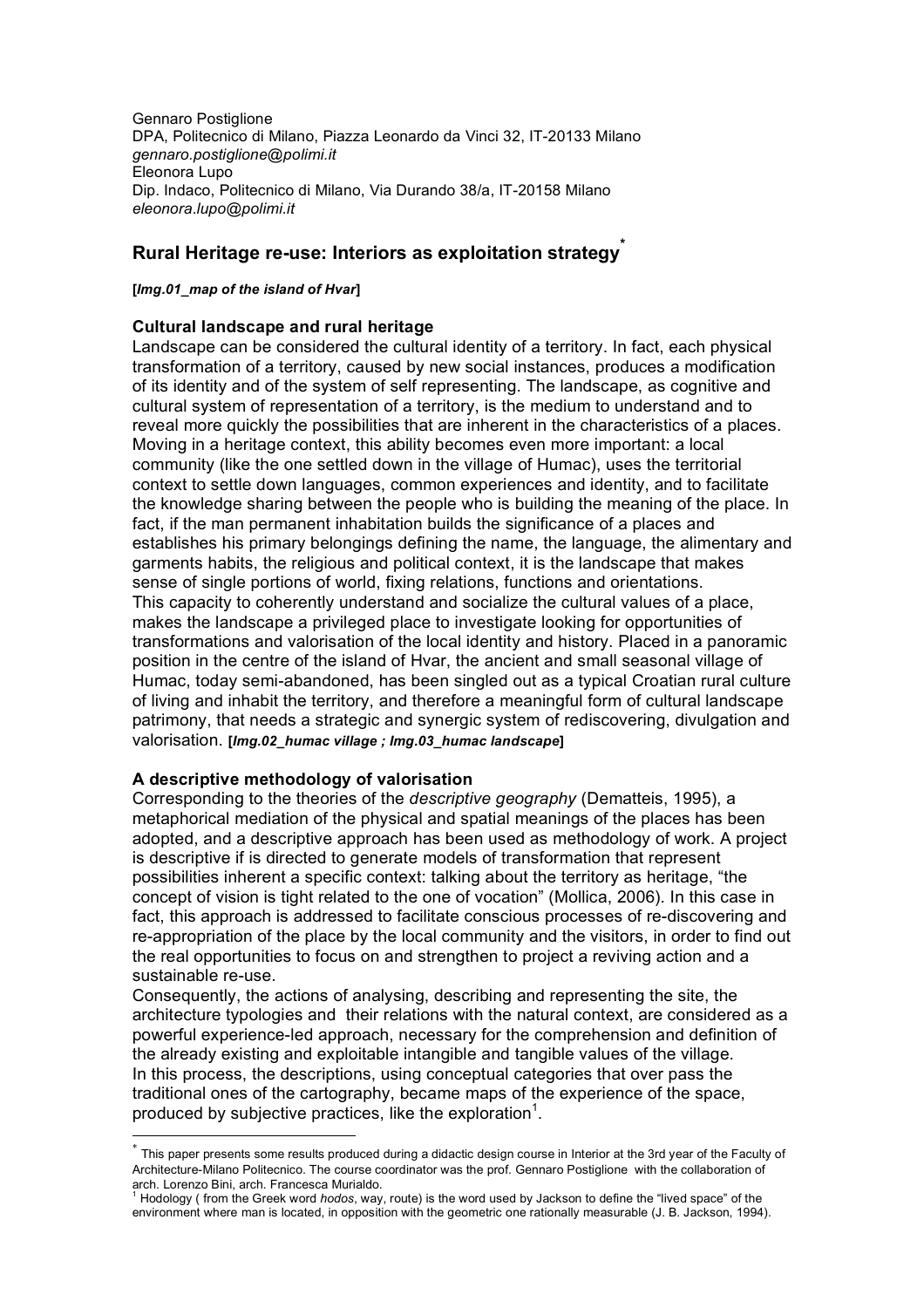Gennaro Postiglione
DPA, Politecnico di Milano, Piazza Leonardo da Vinci 32, IT-20133 Milano
*gennaro.postiglione@polimi.it*
Eleonora Lupo
Dip. Indaco, Politecnico di Milano, Via Durando 38/a, IT-20158 Milano
*eleonora.lupo@polimi.it*

# Rural Heritage re-use: Interiors as exploitation strategy[*]

**[*Img.01_map of the island of Hvar*]**

## Cultural landscape and rural heritage

Landscape can be considered the cultural identity of a territory. In fact, each physical transformation of a territory, caused by new social instances, produces a modification of its identity and of the system of self representing. The landscape, as cognitive and cultural system of representation of a territory, is the medium to understand and to reveal more quickly the possibilities that are inherent in the characteristics of a places. Moving in a heritage context, this ability becomes even more important: a local community (like the one settled down in the village of Humac), uses the territorial context to settle down languages, common experiences and identity, and to facilitate the knowledge sharing between the people who is building the meaning of the place. In fact, if the man permanent inhabitation builds the significance of a places and establishes his primary belongings defining the name, the language, the alimentary and garments habits, the religious and political context, it is the landscape that makes sense of single portions of world, fixing relations, functions and orientations.
This capacity to coherently understand and socialize the cultural values of a place, makes the landscape a privileged place to investigate looking for opportunities of transformations and valorisation of the local identity and history. Placed in a panoramic position in the centre of the island of Hvar, the ancient and small seasonal village of Humac, today semi-abandoned, has been singled out as a typical Croatian rural culture of living and inhabit the territory, and therefore a meaningful form of cultural landscape patrimony, that needs a strategic and synergic system of rediscovering, divulgation and valorisation. **[*Img.02_humac village ; Img.03_humac landscape*]**

## A descriptive methodology of valorisation

Corresponding to the theories of the *descriptive geography* (Dematteis, 1995), a metaphorical mediation of the physical and spatial meanings of the places has been adopted, and a descriptive approach has been used as methodology of work. A project is descriptive if is directed to generate models of transformation that represent possibilities inherent a specific context: talking about the territory as heritage, "the concept of vision is tight related to the one of vocation" (Mollica, 2006). In this case in fact, this approach is addressed to facilitate conscious processes of re-discovering and re-appropriation of the place by the local community and the visitors, in order to find out the real opportunities to focus on and strengthen to project a reviving action and a sustainable re-use.
Consequently, the actions of analysing, describing and representing the site, the architecture typologies and their relations with the natural context, are considered as a powerful experience-led approach, necessary for the comprehension and definition of the already existing and exploitable intangible and tangible values of the village.
In this process, the descriptions, using conceptual categories that over pass the traditional ones of the cartography, became maps of the experience of the space, produced by subjective practices, like the exploration[1].

---

[*] This paper presents some results produced during a didactic design course in Interior at the 3rd year of the Faculty of Architecture-Milano Politecnico. The course coordinator was the prof. Gennaro Postiglione with the collaboration of arch. Lorenzo Bini, arch. Francesca Murialdo.

[1] Hodology ( from the Greek word *hodos*, way, route) is the word used by Jackson to define the "lived space" of the environment where man is located, in opposition with the geometric one rationally measurable (J. B. Jackson, 1994).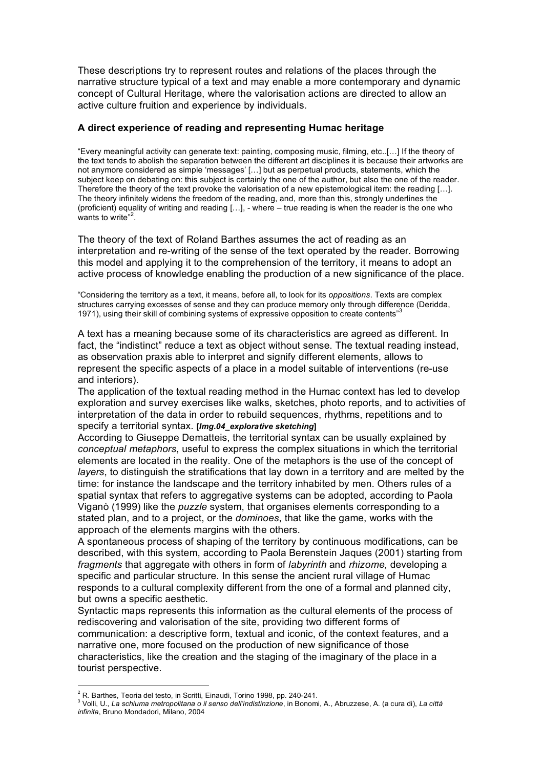These descriptions try to represent routes and relations of the places through the narrative structure typical of a text and may enable a more contemporary and dynamic concept of Cultural Heritage, where the valorisation actions are directed to allow an active culture fruition and experience by individuals.

### A direct experience of reading and representing Humac heritage

"Every meaningful activity can generate text: painting, composing music, filming, etc..[…] If the theory of the text tends to abolish the separation between the different art disciplines it is because their artworks are not anymore considered as simple 'messages' […] but as perpetual products, statements, which the subject keep on debating on: this subject is certainly the one of the author, but also the one of the reader. Therefore the theory of the text provoke the valorisation of a new epistemological item: the reading […]. The theory infinitely widens the freedom of the reading, and, more than this, strongly underlines the (proficient) equality of writing and reading […], - where – true reading is when the reader is the one who wants to write"[2].

The theory of the text of Roland Barthes assumes the act of reading as an interpretation and re-writing of the sense of the text operated by the reader. Borrowing this model and applying it to the comprehension of the territory, it means to adopt an active process of knowledge enabling the production of a new significance of the place.

"Considering the territory as a text, it means, before all, to look for its *oppositions*. Texts are complex structures carrying excesses of sense and they can produce memory only through difference (Deridda, 1971), using their skill of combining systems of expressive opposition to create contents"[3]

A text has a meaning because some of its characteristics are agreed as different. In fact, the "indistinct" reduce a text as object without sense. The textual reading instead, as observation praxis able to interpret and signify different elements, allows to represent the specific aspects of a place in a model suitable of interventions (re-use and interiors).

The application of the textual reading method in the Humac context has led to develop exploration and survey exercises like walks, sketches, photo reports, and to activities of interpretation of the data in order to rebuild sequences, rhythms, repetitions and to specify a territorial syntax. **[*Img.04_explorative sketching*]**

According to Giuseppe Dematteis, the territorial syntax can be usually explained by *conceptual metaphors*, useful to express the complex situations in which the territorial elements are located in the reality. One of the metaphors is the use of the concept of *layers*, to distinguish the stratifications that lay down in a territory and are melted by the time: for instance the landscape and the territory inhabited by men. Others rules of a spatial syntax that refers to aggregative systems can be adopted, according to Paola Viganò (1999) like the *puzzle* system, that organises elements corresponding to a stated plan, and to a project, or the *dominoes*, that like the game, works with the approach of the elements margins with the others.

A spontaneous process of shaping of the territory by continuous modifications, can be described, with this system, according to Paola Berenstein Jaques (2001) starting from *fragments* that aggregate with others in form of *labyrinth* and *rhizome,* developing a specific and particular structure. In this sense the ancient rural village of Humac responds to a cultural complexity different from the one of a formal and planned city, but owns a specific aesthetic.

Syntactic maps represents this information as the cultural elements of the process of rediscovering and valorisation of the site, providing two different forms of communication: a descriptive form, textual and iconic, of the context features, and a narrative one, more focused on the production of new significance of those characteristics, like the creation and the staging of the imaginary of the place in a tourist perspective.

---

[2] R. Barthes, Teoria del testo, in Scritti, Einaudi, Torino 1998, pp. 240-241.

[3] Volli, U., *La schiuma metropolitana o il senso dell'indistinzione*, in Bonomi, A., Abruzzese, A. (a cura di), *La città infinita*, Bruno Mondadori, Milano, 2004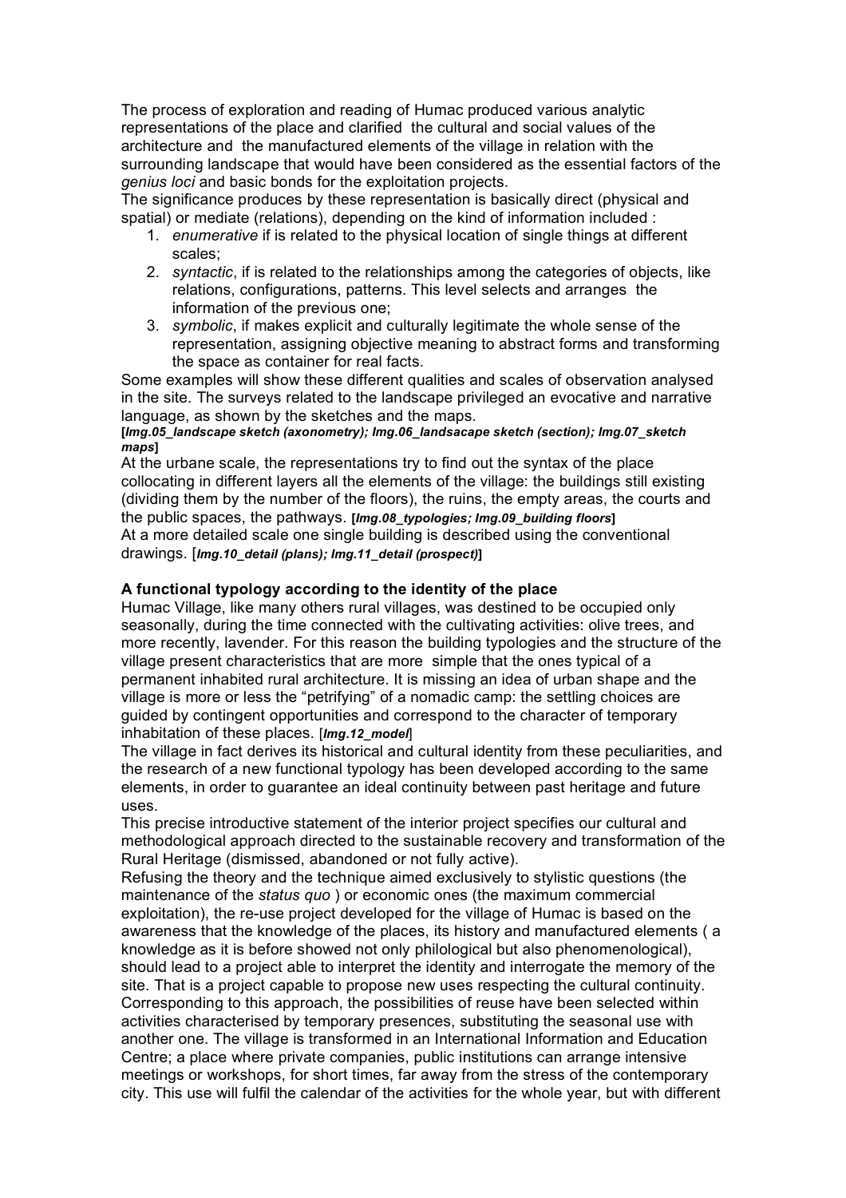The process of exploration and reading of Humac produced various analytic representations of the place and clarified the cultural and social values of the architecture and the manufactured elements of the village in relation with the surrounding landscape that would have been considered as the essential factors of the *genius loci* and basic bonds for the exploitation projects.
The significance produces by these representation is basically direct (physical and spatial) or mediate (relations), depending on the kind of information included :

1. *enumerative* if is related to the physical location of single things at different scales;
2. *syntactic*, if is related to the relationships among the categories of objects, like relations, configurations, patterns. This level selects and arranges the information of the previous one;
3. *symbolic*, if makes explicit and culturally legitimate the whole sense of the representation, assigning objective meaning to abstract forms and transforming the space as container for real facts.

Some examples will show these different qualities and scales of observation analysed in the site. The surveys related to the landscape privileged an evocative and narrative language, as shown by the sketches and the maps.
**[*Img.05_landscape sketch (axonometry); Img.06_landsacape sketch (section); Img.07_sketch maps*]**
At the urbane scale, the representations try to find out the syntax of the place collocating in different layers all the elements of the village: the buildings still existing (dividing them by the number of the floors), the ruins, the empty areas, the courts and the public spaces, the pathways. **[*Img.08_typologies; Img.09_building floors*]**
At a more detailed scale one single building is described using the conventional drawings. [***Img.10_detail (plans); Img.11_detail (prospect)***]

**A functional typology according to the identity of the place**

Humac Village, like many others rural villages, was destined to be occupied only seasonally, during the time connected with the cultivating activities: olive trees, and more recently, lavender. For this reason the building typologies and the structure of the village present characteristics that are more simple that the ones typical of a permanent inhabited rural architecture. It is missing an idea of urban shape and the village is more or less the "petrifying" of a nomadic camp: the settling choices are guided by contingent opportunities and correspond to the character of temporary inhabitation of these places. [***Img.12_model***]
The village in fact derives its historical and cultural identity from these peculiarities, and the research of a new functional typology has been developed according to the same elements, in order to guarantee an ideal continuity between past heritage and future uses.
This precise introductive statement of the interior project specifies our cultural and methodological approach directed to the sustainable recovery and transformation of the Rural Heritage (dismissed, abandoned or not fully active).
Refusing the theory and the technique aimed exclusively to stylistic questions (the maintenance of the *status quo* ) or economic ones (the maximum commercial exploitation), the re-use project developed for the village of Humac is based on the awareness that the knowledge of the places, its history and manufactured elements ( a knowledge as it is before showed not only philological but also phenomenological), should lead to a project able to interpret the identity and interrogate the memory of the site. That is a project capable to propose new uses respecting the cultural continuity.
Corresponding to this approach, the possibilities of reuse have been selected within activities characterised by temporary presences, substituting the seasonal use with another one. The village is transformed in an International Information and Education Centre; a place where private companies, public institutions can arrange intensive meetings or workshops, for short times, far away from the stress of the contemporary city. This use will fulfil the calendar of the activities for the whole year, but with different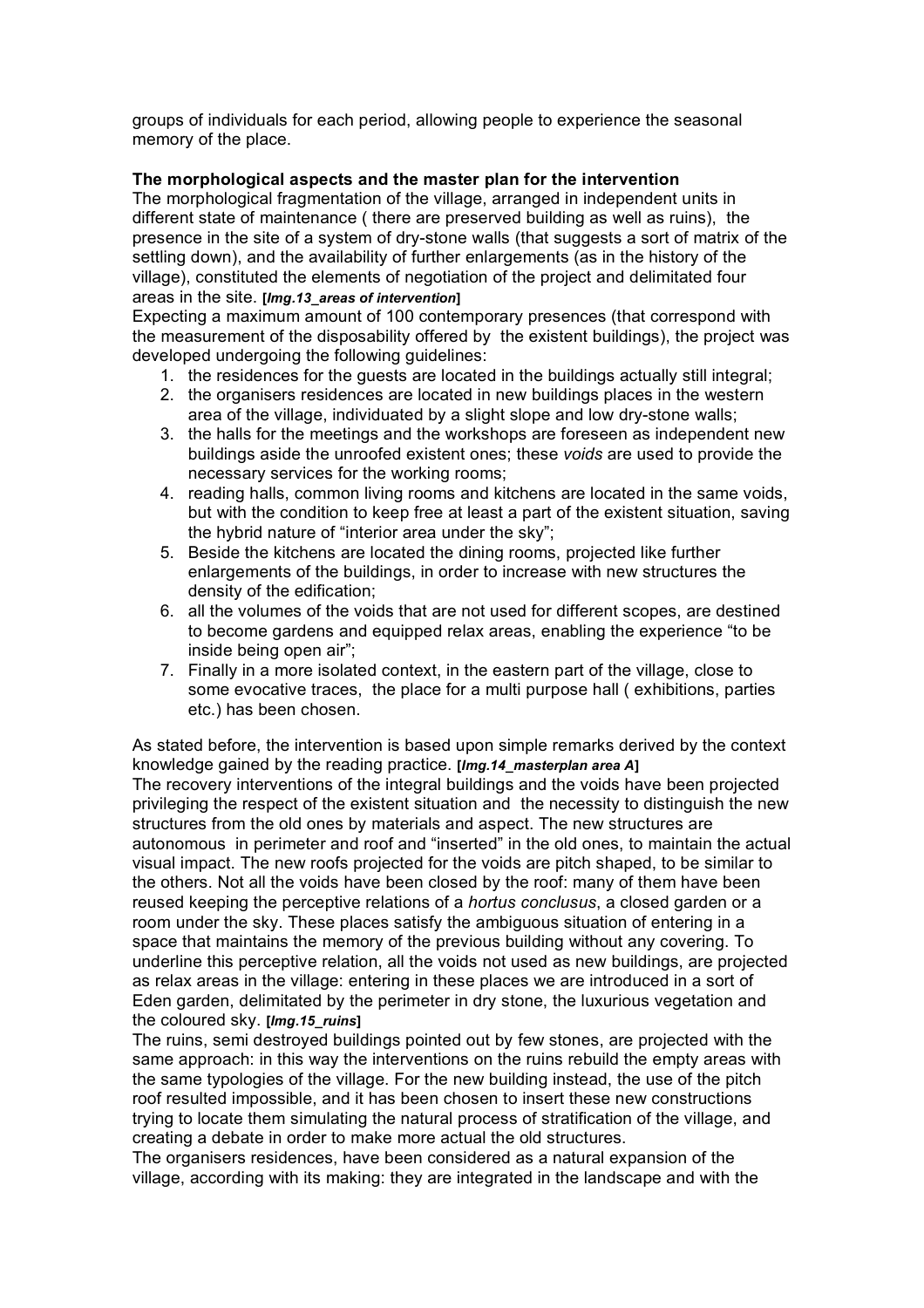groups of individuals for each period, allowing people to experience the seasonal memory of the place.

**The morphological aspects and the master plan for the intervention**

The morphological fragmentation of the village, arranged in independent units in different state of maintenance ( there are preserved building as well as ruins), the presence in the site of a system of dry-stone walls (that suggests a sort of matrix of the settling down), and the availability of further enlargements (as in the history of the village), constituted the elements of negotiation of the project and delimitated four areas in the site. **[*Img.13_areas of intervention*]**

Expecting a maximum amount of 100 contemporary presences (that correspond with the measurement of the disposability offered by the existent buildings), the project was developed undergoing the following guidelines:

1. the residences for the guests are located in the buildings actually still integral;
2. the organisers residences are located in new buildings places in the western area of the village, individuated by a slight slope and low dry-stone walls;
3. the halls for the meetings and the workshops are foreseen as independent new buildings aside the unroofed existent ones; these *voids* are used to provide the necessary services for the working rooms;
4. reading halls, common living rooms and kitchens are located in the same voids, but with the condition to keep free at least a part of the existent situation, saving the hybrid nature of "interior area under the sky";
5. Beside the kitchens are located the dining rooms, projected like further enlargements of the buildings, in order to increase with new structures the density of the edification;
6. all the volumes of the voids that are not used for different scopes, are destined to become gardens and equipped relax areas, enabling the experience "to be inside being open air";
7. Finally in a more isolated context, in the eastern part of the village, close to some evocative traces, the place for a multi purpose hall ( exhibitions, parties etc.) has been chosen.

As stated before, the intervention is based upon simple remarks derived by the context knowledge gained by the reading practice. **[*Img.14_masterplan area A*]**

The recovery interventions of the integral buildings and the voids have been projected privileging the respect of the existent situation and the necessity to distinguish the new structures from the old ones by materials and aspect. The new structures are autonomous in perimeter and roof and "inserted" in the old ones, to maintain the actual visual impact. The new roofs projected for the voids are pitch shaped, to be similar to the others. Not all the voids have been closed by the roof: many of them have been reused keeping the perceptive relations of a *hortus conclusus*, a closed garden or a room under the sky. These places satisfy the ambiguous situation of entering in a space that maintains the memory of the previous building without any covering. To underline this perceptive relation, all the voids not used as new buildings, are projected as relax areas in the village: entering in these places we are introduced in a sort of Eden garden, delimitated by the perimeter in dry stone, the luxurious vegetation and the coloured sky. **[*Img.15_ruins*]**

The ruins, semi destroyed buildings pointed out by few stones, are projected with the same approach: in this way the interventions on the ruins rebuild the empty areas with the same typologies of the village. For the new building instead, the use of the pitch roof resulted impossible, and it has been chosen to insert these new constructions trying to locate them simulating the natural process of stratification of the village, and creating a debate in order to make more actual the old structures.

The organisers residences, have been considered as a natural expansion of the village, according with its making: they are integrated in the landscape and with the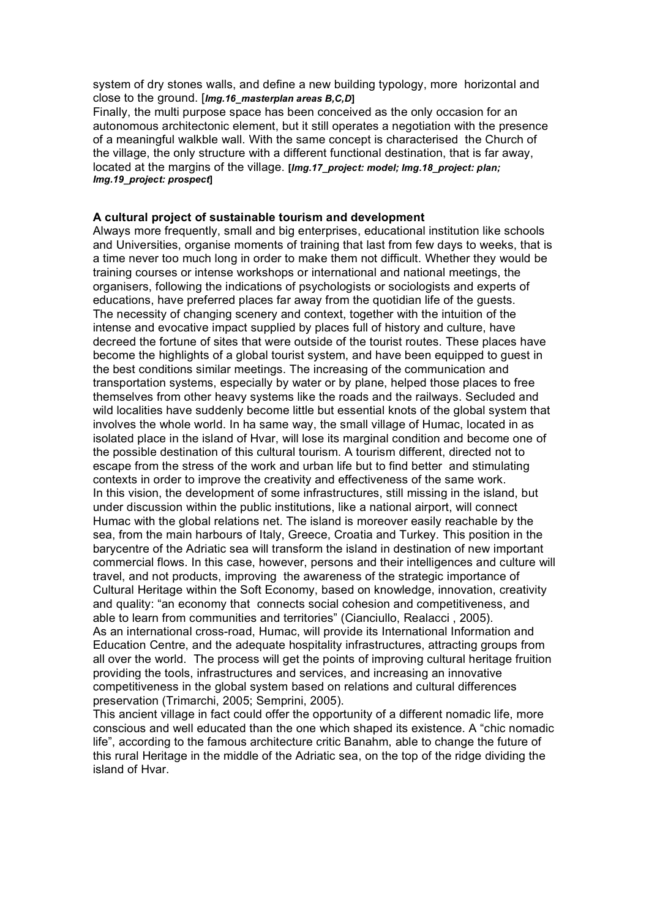system of dry stones walls, and define a new building typology, more horizontal and close to the ground. [***Img.16_masterplan areas B,C,D***]

Finally, the multi purpose space has been conceived as the only occasion for an autonomous architectonic element, but it still operates a negotiation with the presence of a meaningful walkble wall. With the same concept is characterised the Church of the village, the only structure with a different functional destination, that is far away, located at the margins of the village. **[*Img.17_project: model; Img.18_project: plan; Img.19_project: prospect*]**

### A cultural project of sustainable tourism and development

Always more frequently, small and big enterprises, educational institution like schools and Universities, organise moments of training that last from few days to weeks, that is a time never too much long in order to make them not difficult. Whether they would be training courses or intense workshops or international and national meetings, the organisers, following the indications of psychologists or sociologists and experts of educations, have preferred places far away from the quotidian life of the guests. The necessity of changing scenery and context, together with the intuition of the intense and evocative impact supplied by places full of history and culture, have decreed the fortune of sites that were outside of the tourist routes. These places have become the highlights of a global tourist system, and have been equipped to guest in the best conditions similar meetings. The increasing of the communication and transportation systems, especially by water or by plane, helped those places to free themselves from other heavy systems like the roads and the railways. Secluded and wild localities have suddenly become little but essential knots of the global system that involves the whole world. In ha same way, the small village of Humac, located in as isolated place in the island of Hvar, will lose its marginal condition and become one of the possible destination of this cultural tourism. A tourism different, directed not to escape from the stress of the work and urban life but to find better and stimulating contexts in order to improve the creativity and effectiveness of the same work.

In this vision, the development of some infrastructures, still missing in the island, but under discussion within the public institutions, like a national airport, will connect Humac with the global relations net. The island is moreover easily reachable by the sea, from the main harbours of Italy, Greece, Croatia and Turkey. This position in the barycentre of the Adriatic sea will transform the island in destination of new important commercial flows. In this case, however, persons and their intelligences and culture will travel, and not products, improving the awareness of the strategic importance of Cultural Heritage within the Soft Economy, based on knowledge, innovation, creativity and quality: "an economy that connects social cohesion and competitiveness, and able to learn from communities and territories" (Cianciullo, Realacci , 2005).

As an international cross-road, Humac, will provide its International Information and Education Centre, and the adequate hospitality infrastructures, attracting groups from all over the world. The process will get the points of improving cultural heritage fruition providing the tools, infrastructures and services, and increasing an innovative competitiveness in the global system based on relations and cultural differences preservation (Trimarchi, 2005; Semprini, 2005).

This ancient village in fact could offer the opportunity of a different nomadic life, more conscious and well educated than the one which shaped its existence. A "chic nomadic life", according to the famous architecture critic Banahm, able to change the future of this rural Heritage in the middle of the Adriatic sea, on the top of the ridge dividing the island of Hvar.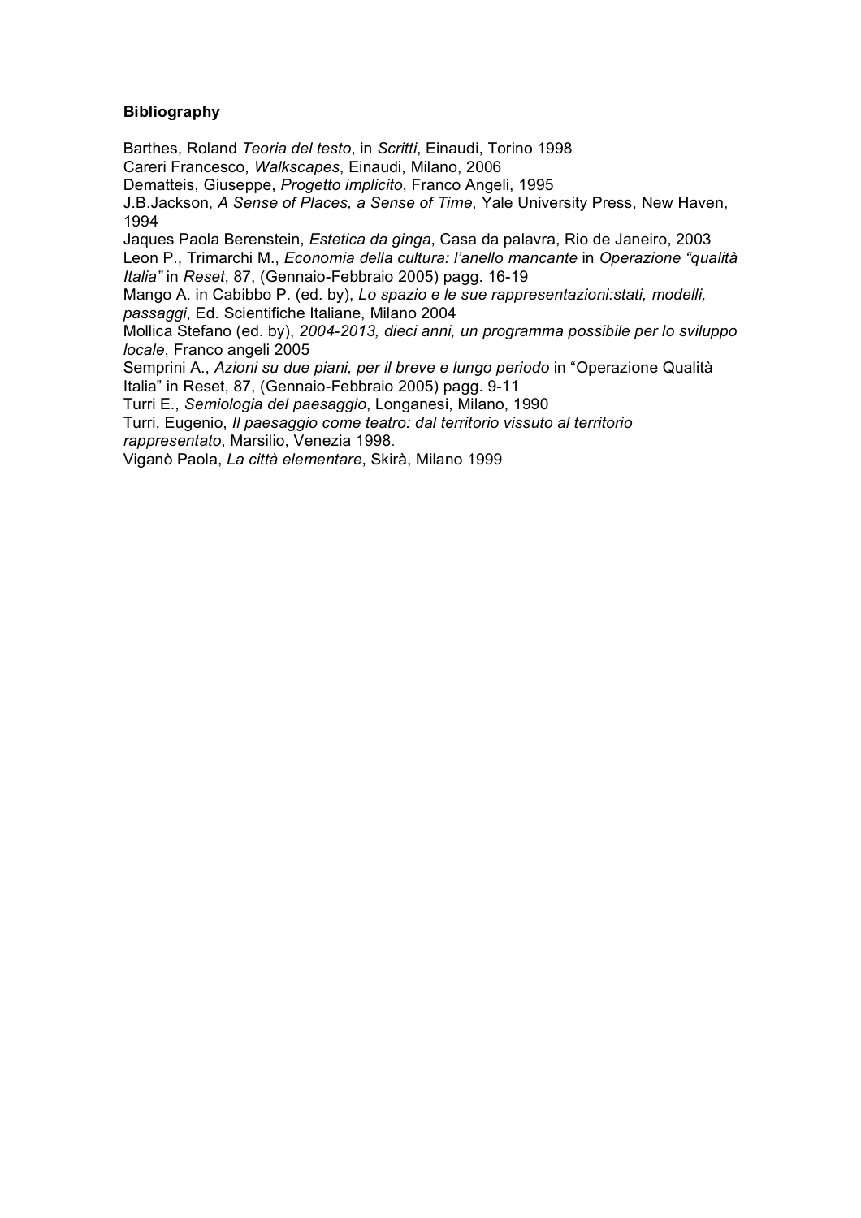**Bibliography**

Barthes, Roland *Teoria del testo*, in *Scritti*, Einaudi, Torino 1998
Careri Francesco, *Walkscapes*, Einaudi, Milano, 2006
Dematteis, Giuseppe, *Progetto implicito*, Franco Angeli, 1995
J.B.Jackson, *A Sense of Places, a Sense of Time*, Yale University Press, New Haven, 1994
Jaques Paola Berenstein, *Estetica da ginga*, Casa da palavra, Rio de Janeiro, 2003
Leon P., Trimarchi M., *Economia della cultura: l'anello mancante* in *Operazione "qualità Italia"* in *Reset*, 87, (Gennaio-Febbraio 2005) pagg. 16-19
Mango A. in Cabibbo P. (ed. by), *Lo spazio e le sue rappresentazioni:stati, modelli, passaggi*, Ed. Scientifiche Italiane, Milano 2004
Mollica Stefano (ed. by), *2004-2013, dieci anni, un programma possibile per lo sviluppo locale*, Franco angeli 2005
Semprini A., *Azioni su due piani, per il breve e lungo periodo* in "Operazione Qualità Italia" in Reset, 87, (Gennaio-Febbraio 2005) pagg. 9-11
Turri E., *Semiologia del paesaggio*, Longanesi, Milano, 1990
Turri, Eugenio, *Il paesaggio come teatro: dal territorio vissuto al territorio rappresentato*, Marsilio, Venezia 1998.
Viganò Paola, *La città elementare*, Skirà, Milano 1999